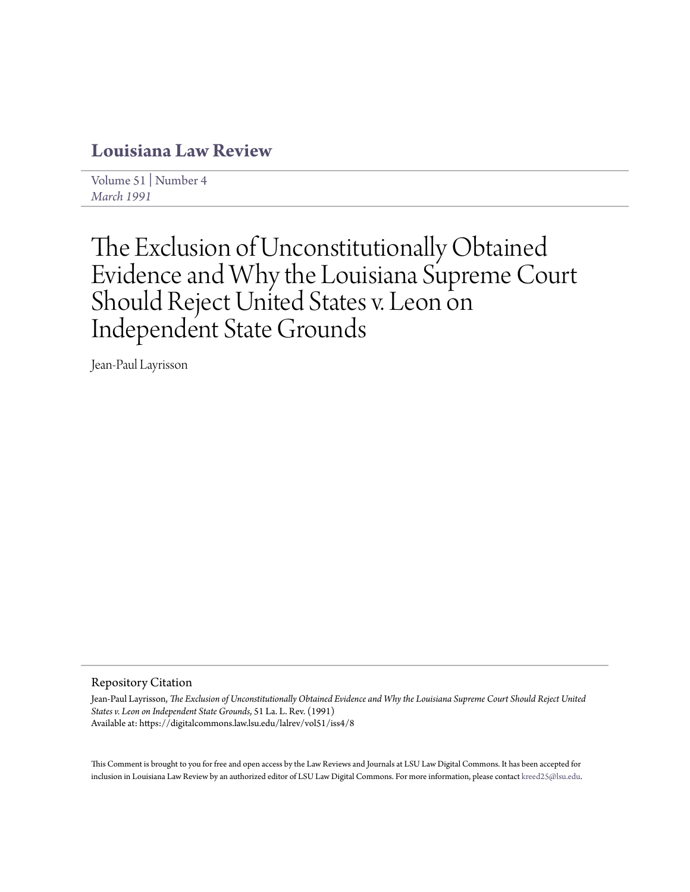# Louisiana Law Review

Volume 51 | Number 4
*March 1991*

# The Exclusion of Unconstitutionally Obtained Evidence and Why the Louisiana Supreme Court Should Reject United States v. Leon on Independent State Grounds

Jean-Paul Layrisson

## Repository Citation

Jean-Paul Layrisson, *The Exclusion of Unconstitutionally Obtained Evidence and Why the Louisiana Supreme Court Should Reject United States v. Leon on Independent State Grounds*, 51 La. L. Rev. (1991)
Available at: https://digitalcommons.law.lsu.edu/lalrev/vol51/iss4/8

This Comment is brought to you for free and open access by the Law Reviews and Journals at LSU Law Digital Commons. It has been accepted for inclusion in Louisiana Law Review by an authorized editor of LSU Law Digital Commons. For more information, please contact kreed25@lsu.edu.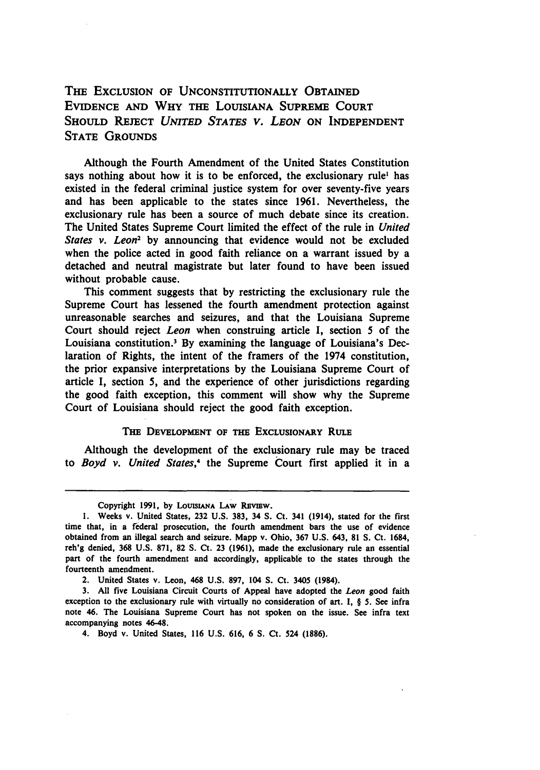# THE EXCLUSION OF UNCONSTITUTIONALLY OBTAINED EVIDENCE AND WHY THE LOUISIANA SUPREME COURT SHOULD REJECT *UNITED STATES V. LEON* ON INDEPENDENT STATE GROUNDS

Although the Fourth Amendment of the United States Constitution says nothing about how it is to be enforced, the exclusionary rule[1] has existed in the federal criminal justice system for over seventy-five years and has been applicable to the states since 1961. Nevertheless, the exclusionary rule has been a source of much debate since its creation. The United States Supreme Court limited the effect of the rule in *United States v. Leon*[2] by announcing that evidence would not be excluded when the police acted in good faith reliance on a warrant issued by a detached and neutral magistrate but later found to have been issued without probable cause.

This comment suggests that by restricting the exclusionary rule the Supreme Court has lessened the fourth amendment protection against unreasonable searches and seizures, and that the Louisiana Supreme Court should reject *Leon* when construing article I, section 5 of the Louisiana constitution.[3] By examining the language of Louisiana's Declaration of Rights, the intent of the framers of the 1974 constitution, the prior expansive interpretations by the Louisiana Supreme Court of article I, section 5, and the experience of other jurisdictions regarding the good faith exception, this comment will show why the Supreme Court of Louisiana should reject the good faith exception.

## THE DEVELOPMENT OF THE EXCLUSIONARY RULE

Although the development of the exclusionary rule may be traced to *Boyd v. United States*,[4] the Supreme Court first applied it in a

---

Copyright 1991, by LOUISIANA LAW REVIEW.

1. Weeks v. United States, 232 U.S. 383, 34 S. Ct. 341 (1914), stated for the first time that, in a federal prosecution, the fourth amendment bars the use of evidence obtained from an illegal search and seizure. Mapp v. Ohio, 367 U.S. 643, 81 S. Ct. 1684, reh'g denied, 368 U.S. 871, 82 S. Ct. 23 (1961), made the exclusionary rule an essential part of the fourth amendment and accordingly, applicable to the states through the fourteenth amendment.

2. United States v. Leon, 468 U.S. 897, 104 S. Ct. 3405 (1984).

3. All five Louisiana Circuit Courts of Appeal have adopted the *Leon* good faith exception to the exclusionary rule with virtually no consideration of art. I, § 5. See infra note 46. The Louisiana Supreme Court has not spoken on the issue. See infra text accompanying notes 46-48.

4. Boyd v. United States, 116 U.S. 616, 6 S. Ct. 524 (1886).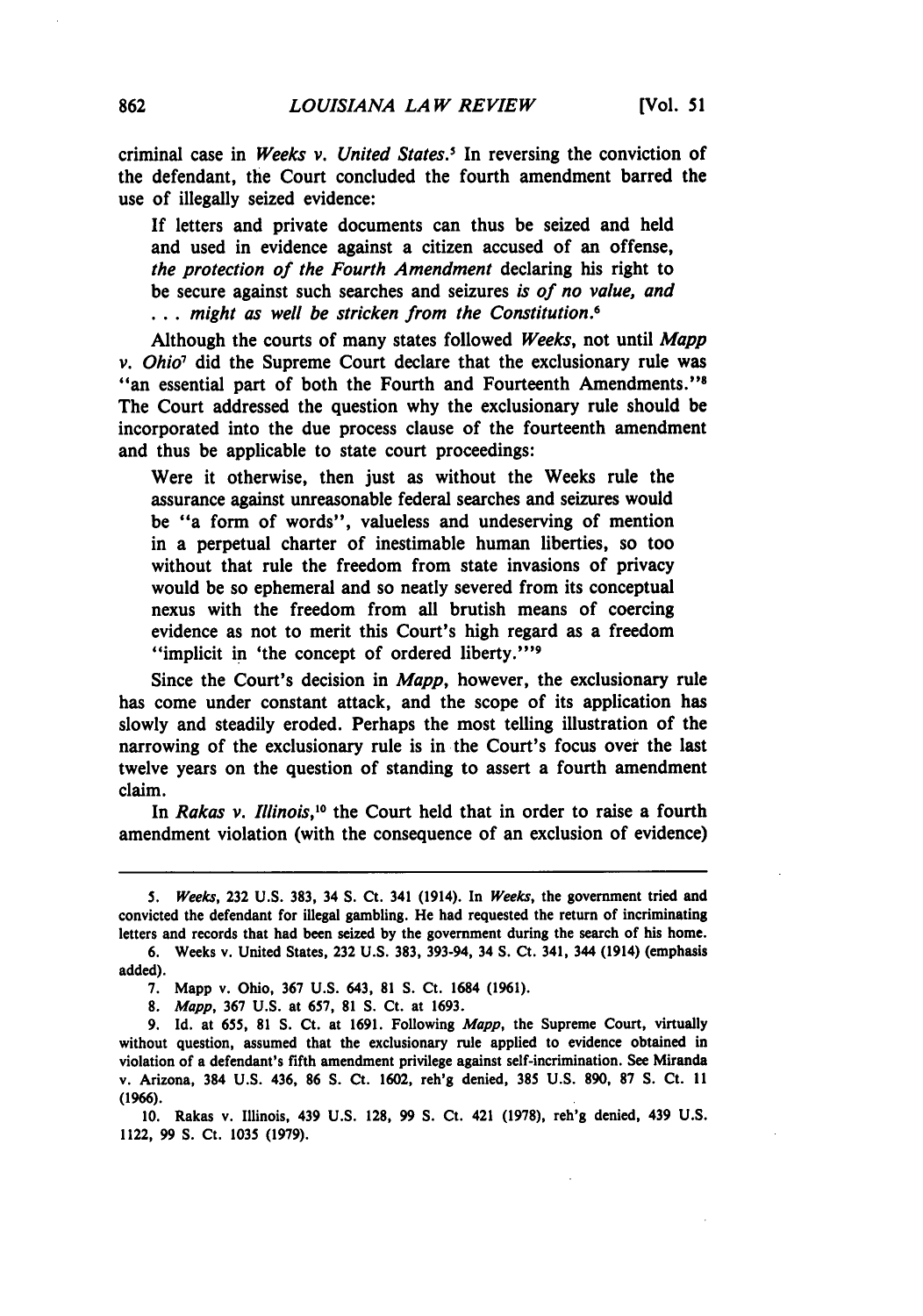criminal case in *Weeks v. United States*.[5] In reversing the conviction of the defendant, the Court concluded the fourth amendment barred the use of illegally seized evidence:

> If letters and private documents can thus be seized and held and used in evidence against a citizen accused of an offense, *the protection of the Fourth Amendment* declaring his right to be secure against such searches and seizures *is of no value, and . . . might as well be stricken from the Constitution.*[6]

Although the courts of many states followed *Weeks*, not until *Mapp v. Ohio*[7] did the Supreme Court declare that the exclusionary rule was "an essential part of both the Fourth and Fourteenth Amendments."[8] The Court addressed the question why the exclusionary rule should be incorporated into the due process clause of the fourteenth amendment and thus be applicable to state court proceedings:

> Were it otherwise, then just as without the Weeks rule the assurance against unreasonable federal searches and seizures would be "a form of words", valueless and undeserving of mention in a perpetual charter of inestimable human liberties, so too without that rule the freedom from state invasions of privacy would be so ephemeral and so neatly severed from its conceptual nexus with the freedom from all brutish means of coercing evidence as not to merit this Court's high regard as a freedom "implicit in 'the concept of ordered liberty.'"[9]

Since the Court's decision in *Mapp*, however, the exclusionary rule has come under constant attack, and the scope of its application has slowly and steadily eroded. Perhaps the most telling illustration of the narrowing of the exclusionary rule is in the Court's focus over the last twelve years on the question of standing to assert a fourth amendment claim.

In *Rakas v. Illinois*,[10] the Court held that in order to raise a fourth amendment violation (with the consequence of an exclusion of evidence)

---

5. *Weeks*, 232 U.S. 383, 34 S. Ct. 341 (1914). In *Weeks*, the government tried and convicted the defendant for illegal gambling. He had requested the return of incriminating letters and records that had been seized by the government during the search of his home.

6. Weeks v. United States, 232 U.S. 383, 393-94, 34 S. Ct. 341, 344 (1914) (emphasis added).

7. Mapp v. Ohio, 367 U.S. 643, 81 S. Ct. 1684 (1961).

8. *Mapp*, 367 U.S. at 657, 81 S. Ct. at 1693.

9. Id. at 655, 81 S. Ct. at 1691. Following *Mapp*, the Supreme Court, virtually without question, assumed that the exclusionary rule applied to evidence obtained in violation of a defendant's fifth amendment privilege against self-incrimination. See Miranda v. Arizona, 384 U.S. 436, 86 S. Ct. 1602, reh'g denied, 385 U.S. 890, 87 S. Ct. 11 (1966).

10. Rakas v. Illinois, 439 U.S. 128, 99 S. Ct. 421 (1978), reh'g denied, 439 U.S. 1122, 99 S. Ct. 1035 (1979).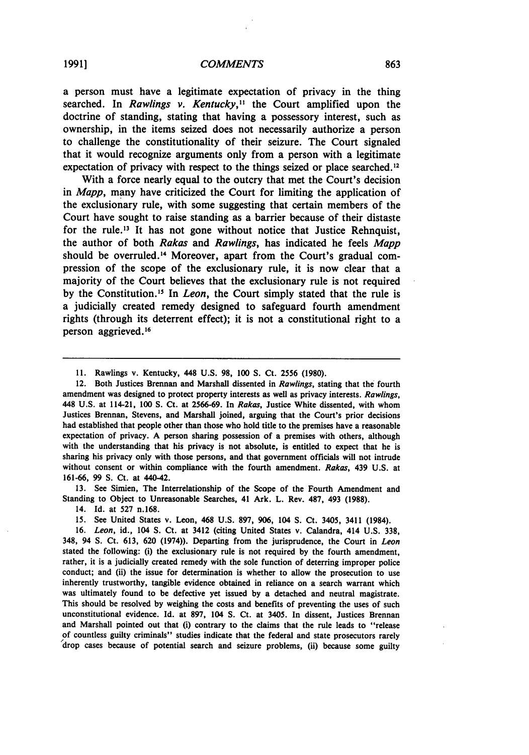a person must have a legitimate expectation of privacy in the thing searched. In *Rawlings v. Kentucky*,[11] the Court amplified upon the doctrine of standing, stating that having a possessory interest, such as ownership, in the items seized does not necessarily authorize a person to challenge the constitutionality of their seizure. The Court signaled that it would recognize arguments only from a person with a legitimate expectation of privacy with respect to the things seized or place searched.[12]

With a force nearly equal to the outcry that met the Court's decision in *Mapp*, many have criticized the Court for limiting the application of the exclusionary rule, with some suggesting that certain members of the Court have sought to raise standing as a barrier because of their distaste for the rule.[13] It has not gone without notice that Justice Rehnquist, the author of both *Rakas* and *Rawlings*, has indicated he feels *Mapp* should be overruled.[14] Moreover, apart from the Court's gradual compression of the scope of the exclusionary rule, it is now clear that a majority of the Court believes that the exclusionary rule is not required by the Constitution.[15] In *Leon*, the Court simply stated that the rule is a judicially created remedy designed to safeguard fourth amendment rights (through its deterrent effect); it is not a constitutional right to a person aggrieved.[16]

---

11. Rawlings v. Kentucky, 448 U.S. 98, 100 S. Ct. 2556 (1980).

12. Both Justices Brennan and Marshall dissented in *Rawlings*, stating that the fourth amendment was designed to protect property interests as well as privacy interests. *Rawlings*, 448 U.S. at 114-21, 100 S. Ct. at 2566-69. In *Rakas*, Justice White dissented, with whom Justices Brennan, Stevens, and Marshall joined, arguing that the Court's prior decisions had established that people other than those who hold title to the premises have a reasonable expectation of privacy. A person sharing possession of a premises with others, although with the understanding that his privacy is not absolute, is entitled to expect that he is sharing his privacy only with those persons, and that government officials will not intrude without consent or within compliance with the fourth amendment. *Rakas*, 439 U.S. at 161-66, 99 S. Ct. at 440-42.

13. See Simien, The Interrelationship of the Scope of the Fourth Amendment and Standing to Object to Unreasonable Searches, 41 Ark. L. Rev. 487, 493 (1988).

14. Id. at 527 n.168.

15. See United States v. Leon, 468 U.S. 897, 906, 104 S. Ct. 3405, 3411 (1984).

16. *Leon*, id., 104 S. Ct. at 3412 (citing United States v. Calandra, 414 U.S. 338, 348, 94 S. Ct. 613, 620 (1974)). Departing from the jurisprudence, the Court in *Leon* stated the following: (i) the exclusionary rule is not required by the fourth amendment, rather, it is a judicially created remedy with the sole function of deterring improper police conduct; and (ii) the issue for determination is whether to allow the prosecution to use inherently trustworthy, tangible evidence obtained in reliance on a search warrant which was ultimately found to be defective yet issued by a detached and neutral magistrate. This should be resolved by weighing the costs and benefits of preventing the uses of such unconstitutional evidence. Id. at 897, 104 S. Ct. at 3405. In dissent, Justices Brennan and Marshall pointed out that (i) contrary to the claims that the rule leads to "release of countless guilty criminals" studies indicate that the federal and state prosecutors rarely drop cases because of potential search and seizure problems, (ii) because some guilty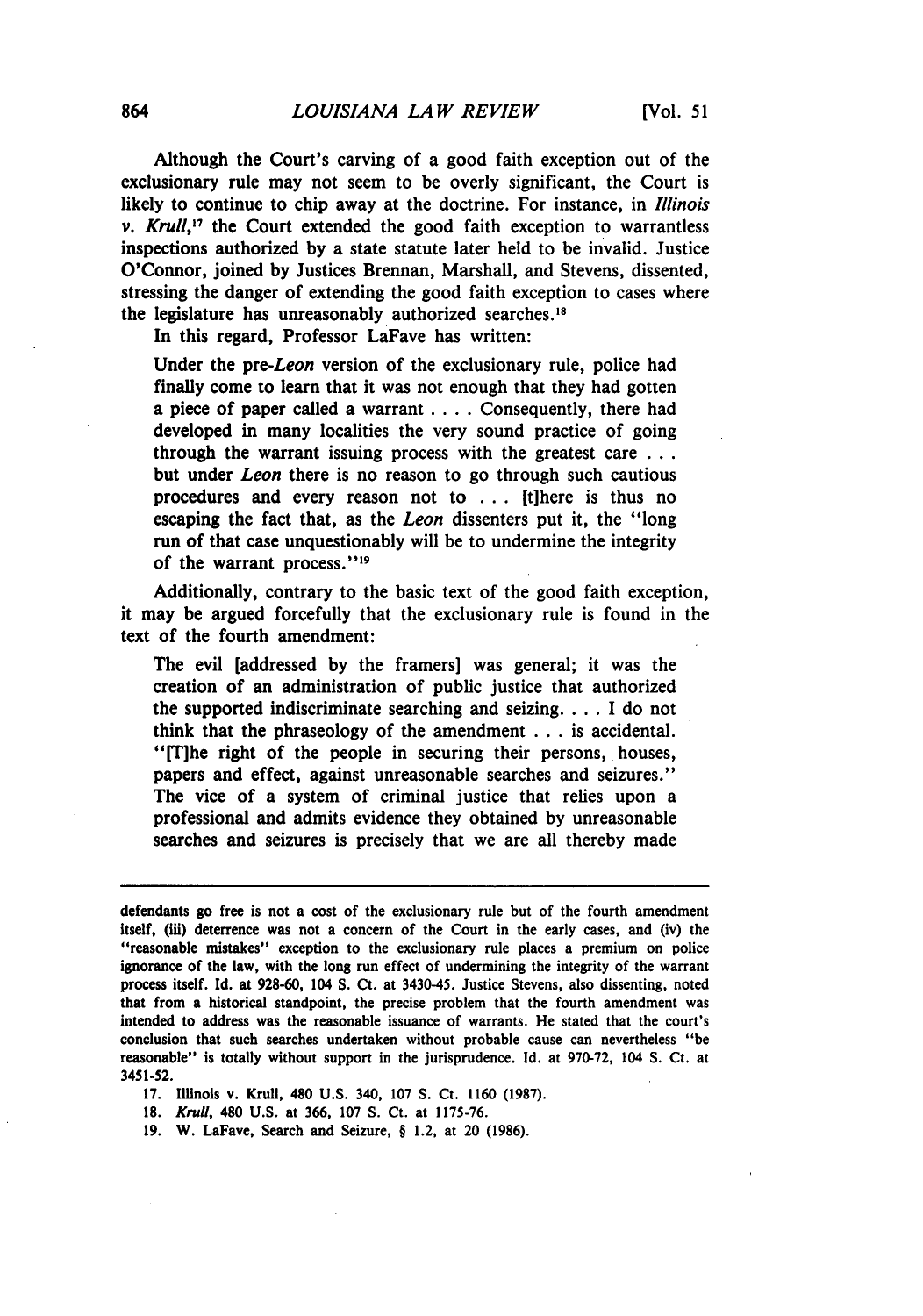Although the Court's carving of a good faith exception out of the exclusionary rule may not seem to be overly significant, the Court is likely to continue to chip away at the doctrine. For instance, in *Illinois v. Krull*,[17] the Court extended the good faith exception to warrantless inspections authorized by a state statute later held to be invalid. Justice O'Connor, joined by Justices Brennan, Marshall, and Stevens, dissented, stressing the danger of extending the good faith exception to cases where the legislature has unreasonably authorized searches.[18]

In this regard, Professor LaFave has written:

> Under the pre-*Leon* version of the exclusionary rule, police had finally come to learn that it was not enough that they had gotten a piece of paper called a warrant . . . . Consequently, there had developed in many localities the very sound practice of going through the warrant issuing process with the greatest care . . . but under *Leon* there is no reason to go through such cautious procedures and every reason not to . . . [t]here is thus no escaping the fact that, as the *Leon* dissenters put it, the "long run of that case unquestionably will be to undermine the integrity of the warrant process."[19]

Additionally, contrary to the basic text of the good faith exception, it may be argued forcefully that the exclusionary rule is found in the text of the fourth amendment:

> The evil [addressed by the framers] was general; it was the creation of an administration of public justice that authorized the supported indiscriminate searching and seizing. . . . I do not think that the phraseology of the amendment . . . is accidental. "[T]he right of the people in securing their persons, houses, papers and effect, against unreasonable searches and seizures." The vice of a system of criminal justice that relies upon a professional and admits evidence they obtained by unreasonable searches and seizures is precisely that we are all thereby made

---

defendants go free is not a cost of the exclusionary rule but of the fourth amendment itself, (iii) deterrence was not a concern of the Court in the early cases, and (iv) the "reasonable mistakes" exception to the exclusionary rule places a premium on police ignorance of the law, with the long run effect of undermining the integrity of the warrant process itself. Id. at 928-60, 104 S. Ct. at 3430-45. Justice Stevens, also dissenting, noted that from a historical standpoint, the precise problem that the fourth amendment was intended to address was the reasonable issuance of warrants. He stated that the court's conclusion that such searches undertaken without probable cause can nevertheless "be reasonable" is totally without support in the jurisprudence. Id. at 970-72, 104 S. Ct. at 3451-52.

17. Illinois v. Krull, 480 U.S. 340, 107 S. Ct. 1160 (1987).

18. *Krull*, 480 U.S. at 366, 107 S. Ct. at 1175-76.

19. W. LaFave, Search and Seizure, § 1.2, at 20 (1986).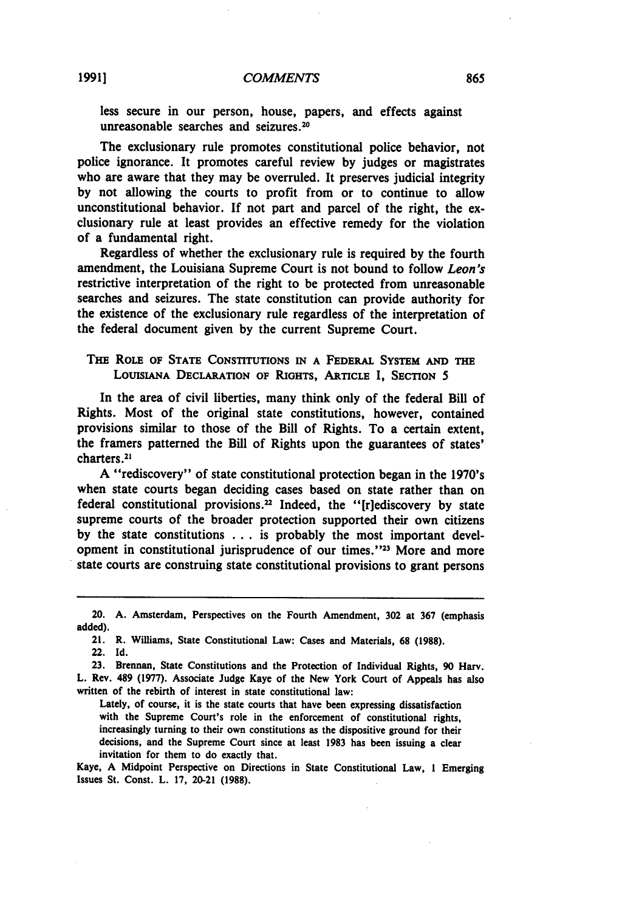less secure in our person, house, papers, and effects against unreasonable searches and seizures.[20]

The exclusionary rule promotes constitutional police behavior, not police ignorance. It promotes careful review by judges or magistrates who are aware that they may be overruled. It preserves judicial integrity by not allowing the courts to profit from or to continue to allow unconstitutional behavior. If not part and parcel of the right, the exclusionary rule at least provides an effective remedy for the violation of a fundamental right.

Regardless of whether the exclusionary rule is required by the fourth amendment, the Louisiana Supreme Court is not bound to follow *Leon's* restrictive interpretation of the right to be protected from unreasonable searches and seizures. The state constitution can provide authority for the existence of the exclusionary rule regardless of the interpretation of the federal document given by the current Supreme Court.

## THE ROLE OF STATE CONSTITUTIONS IN A FEDERAL SYSTEM AND THE LOUISIANA DECLARATION OF RIGHTS, ARTICLE I, SECTION 5

In the area of civil liberties, many think only of the federal Bill of Rights. Most of the original state constitutions, however, contained provisions similar to those of the Bill of Rights. To a certain extent, the framers patterned the Bill of Rights upon the guarantees of states' charters.[21]

A "rediscovery" of state constitutional protection began in the 1970's when state courts began deciding cases based on state rather than on federal constitutional provisions.[22] Indeed, the "[r]ediscovery by state supreme courts of the broader protection supported their own citizens by the state constitutions . . . is probably the most important development in constitutional jurisprudence of our times."[23] More and more state courts are construing state constitutional provisions to grant persons

---

20. A. Amsterdam, Perspectives on the Fourth Amendment, 302 at 367 (emphasis added).

21. R. Williams, State Constitutional Law: Cases and Materials, 68 (1988).

22. Id.

23. Brennan, State Constitutions and the Protection of Individual Rights, 90 Harv. L. Rev. 489 (1977). Associate Judge Kaye of the New York Court of Appeals has also written of the rebirth of interest in state constitutional law:

> Lately, of course, it is the state courts that have been expressing dissatisfaction with the Supreme Court's role in the enforcement of constitutional rights, increasingly turning to their own constitutions as the dispositive ground for their decisions, and the Supreme Court since at least 1983 has been issuing a clear invitation for them to do exactly that.

Kaye, A Midpoint Perspective on Directions in State Constitutional Law, 1 Emerging Issues St. Const. L. 17, 20-21 (1988).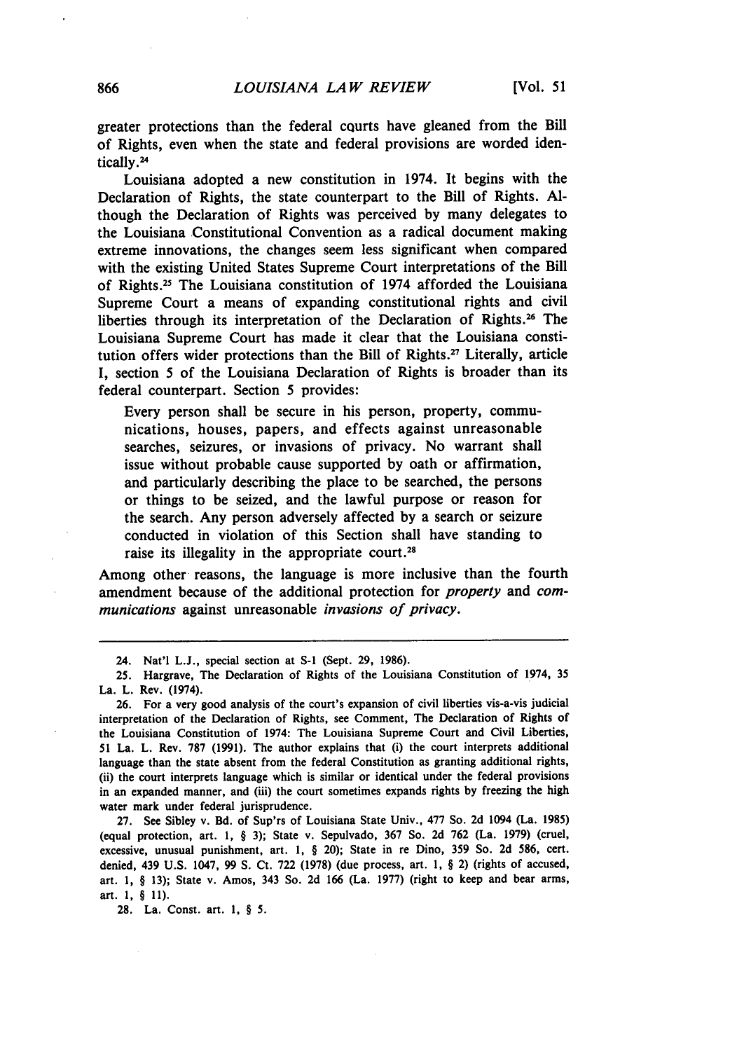greater protections than the federal courts have gleaned from the Bill of Rights, even when the state and federal provisions are worded identically.[24]

Louisiana adopted a new constitution in 1974. It begins with the Declaration of Rights, the state counterpart to the Bill of Rights. Although the Declaration of Rights was perceived by many delegates to the Louisiana Constitutional Convention as a radical document making extreme innovations, the changes seem less significant when compared with the existing United States Supreme Court interpretations of the Bill of Rights.[25] The Louisiana constitution of 1974 afforded the Louisiana Supreme Court a means of expanding constitutional rights and civil liberties through its interpretation of the Declaration of Rights.[26] The Louisiana Supreme Court has made it clear that the Louisiana constitution offers wider protections than the Bill of Rights.[27] Literally, article I, section 5 of the Louisiana Declaration of Rights is broader than its federal counterpart. Section 5 provides:

> Every person shall be secure in his person, property, communications, houses, papers, and effects against unreasonable searches, seizures, or invasions of privacy. No warrant shall issue without probable cause supported by oath or affirmation, and particularly describing the place to be searched, the persons or things to be seized, and the lawful purpose or reason for the search. Any person adversely affected by a search or seizure conducted in violation of this Section shall have standing to raise its illegality in the appropriate court.[28]

Among other reasons, the language is more inclusive than the fourth amendment because of the additional protection for *property* and *communications* against unreasonable *invasions of privacy*.

---

24. Nat'l L.J., special section at S-1 (Sept. 29, 1986).

25. Hargrave, The Declaration of Rights of the Louisiana Constitution of 1974, 35 La. L. Rev. (1974).

26. For a very good analysis of the court's expansion of civil liberties vis-a-vis judicial interpretation of the Declaration of Rights, see Comment, The Declaration of Rights of the Louisiana Constitution of 1974: The Louisiana Supreme Court and Civil Liberties, 51 La. L. Rev. 787 (1991). The author explains that (i) the court interprets additional language than the state absent from the federal Constitution as granting additional rights, (ii) the court interprets language which is similar or identical under the federal provisions in an expanded manner, and (iii) the court sometimes expands rights by freezing the high water mark under federal jurisprudence.

27. See Sibley v. Bd. of Sup'rs of Louisiana State Univ., 477 So. 2d 1094 (La. 1985) (equal protection, art. 1, § 3); State v. Sepulvado, 367 So. 2d 762 (La. 1979) (cruel, excessive, unusual punishment, art. 1, § 20); State in re Dino, 359 So. 2d 586, cert. denied, 439 U.S. 1047, 99 S. Ct. 722 (1978) (due process, art. 1, § 2) (rights of accused, art. 1, § 13); State v. Amos, 343 So. 2d 166 (La. 1977) (right to keep and bear arms, art. 1, § 11).

28. La. Const. art. 1, § 5.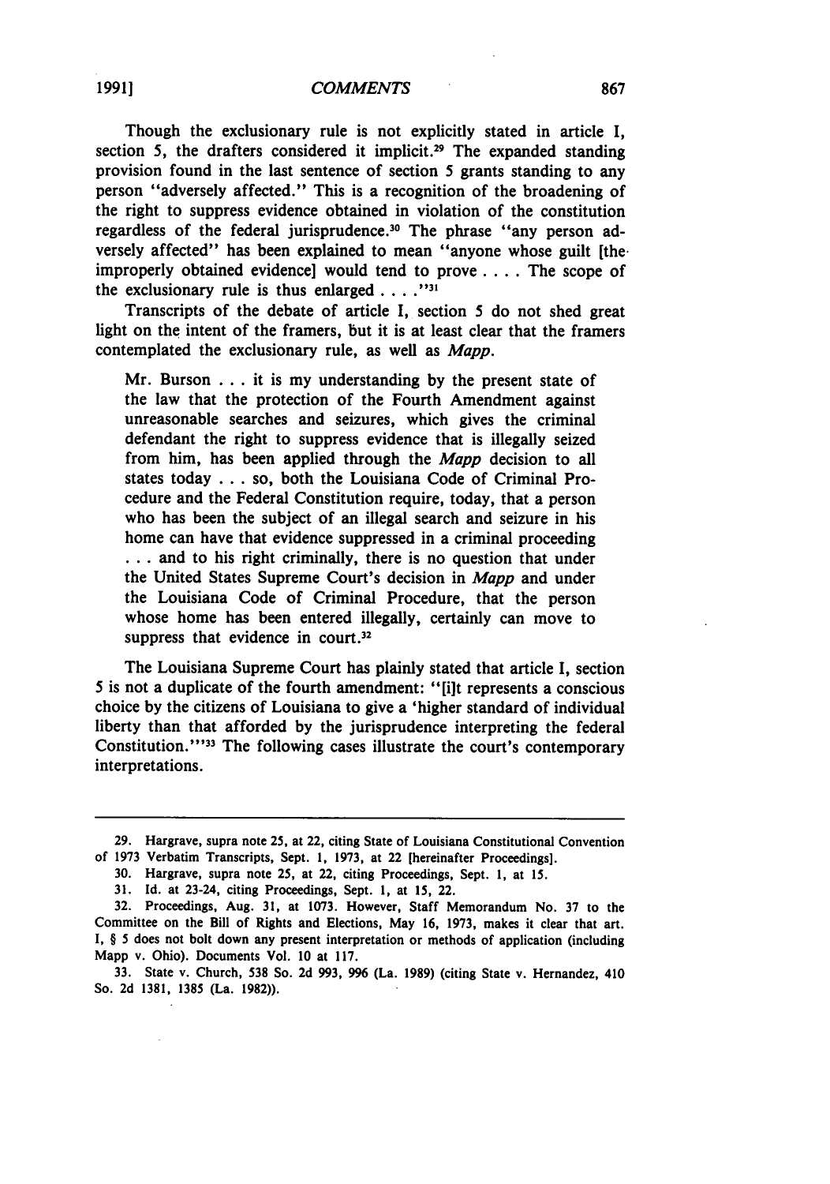Though the exclusionary rule is not explicitly stated in article I, section 5, the drafters considered it implicit.[29] The expanded standing provision found in the last sentence of section 5 grants standing to any person "adversely affected." This is a recognition of the broadening of the right to suppress evidence obtained in violation of the constitution regardless of the federal jurisprudence.[30] The phrase "any person adversely affected" has been explained to mean "anyone whose guilt [the improperly obtained evidence] would tend to prove . . . . The scope of the exclusionary rule is thus enlarged . . . ."[31]

Transcripts of the debate of article I, section 5 do not shed great light on the intent of the framers, but it is at least clear that the framers contemplated the exclusionary rule, as well as *Mapp*.

> Mr. Burson . . . it is my understanding by the present state of the law that the protection of the Fourth Amendment against unreasonable searches and seizures, which gives the criminal defendant the right to suppress evidence that is illegally seized from him, has been applied through the *Mapp* decision to all states today . . . so, both the Louisiana Code of Criminal Procedure and the Federal Constitution require, today, that a person who has been the subject of an illegal search and seizure in his home can have that evidence suppressed in a criminal proceeding . . . and to his right criminally, there is no question that under the United States Supreme Court's decision in *Mapp* and under the Louisiana Code of Criminal Procedure, that the person whose home has been entered illegally, certainly can move to suppress that evidence in court.[32]

The Louisiana Supreme Court has plainly stated that article I, section 5 is not a duplicate of the fourth amendment: "[i]t represents a conscious choice by the citizens of Louisiana to give a 'higher standard of individual liberty than that afforded by the jurisprudence interpreting the federal Constitution.'"[33] The following cases illustrate the court's contemporary interpretations.

---

29. Hargrave, supra note 25, at 22, citing State of Louisiana Constitutional Convention of 1973 Verbatim Transcripts, Sept. 1, 1973, at 22 [hereinafter Proceedings].

30. Hargrave, supra note 25, at 22, citing Proceedings, Sept. 1, at 15.

31. Id. at 23-24, citing Proceedings, Sept. 1, at 15, 22.

32. Proceedings, Aug. 31, at 1073. However, Staff Memorandum No. 37 to the Committee on the Bill of Rights and Elections, May 16, 1973, makes it clear that art. I, § 5 does not bolt down any present interpretation or methods of application (including Mapp v. Ohio). Documents Vol. 10 at 117.

33. State v. Church, 538 So. 2d 993, 996 (La. 1989) (citing State v. Hernandez, 410 So. 2d 1381, 1385 (La. 1982)).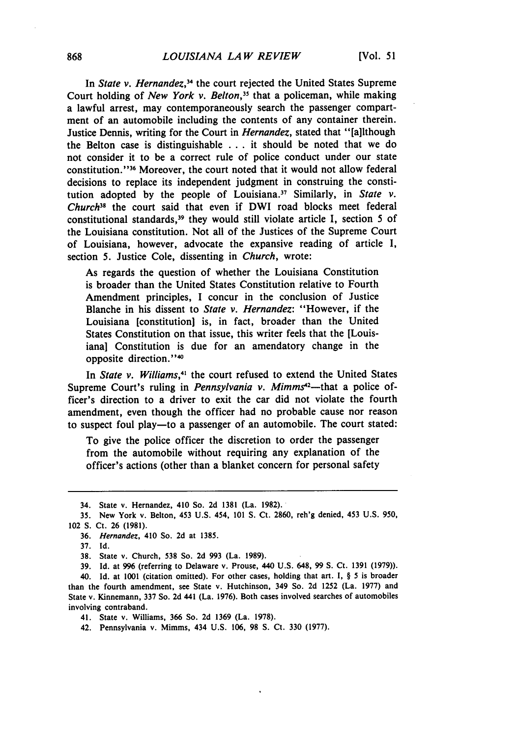In *State v. Hernandez*,[34] the court rejected the United States Supreme Court holding of *New York v. Belton*,[35] that a policeman, while making a lawful arrest, may contemporaneously search the passenger compartment of an automobile including the contents of any container therein. Justice Dennis, writing for the Court in *Hernandez*, stated that "[a]lthough the Belton case is distinguishable . . . it should be noted that we do not consider it to be a correct rule of police conduct under our state constitution."[36] Moreover, the court noted that it would not allow federal decisions to replace its independent judgment in construing the constitution adopted by the people of Louisiana.[37] Similarly, in *State v. Church*[38] the court said that even if DWI road blocks meet federal constitutional standards,[39] they would still violate article I, section 5 of the Louisiana constitution. Not all of the Justices of the Supreme Court of Louisiana, however, advocate the expansive reading of article I, section 5. Justice Cole, dissenting in *Church*, wrote:

> As regards the question of whether the Louisiana Constitution is broader than the United States Constitution relative to Fourth Amendment principles, I concur in the conclusion of Justice Blanche in his dissent to *State v. Hernandez*: "However, if the Louisiana [constitution] is, in fact, broader than the United States Constitution on that issue, this writer feels that the [Louisiana] Constitution is due for an amendatory change in the opposite direction."[40]

In *State v. Williams*,[41] the court refused to extend the United States Supreme Court's ruling in *Pennsylvania v. Mimms*[42]—that a police officer's direction to a driver to exit the car did not violate the fourth amendment, even though the officer had no probable cause nor reason to suspect foul play—to a passenger of an automobile. The court stated:

> To give the police officer the discretion to order the passenger from the automobile without requiring any explanation of the officer's actions (other than a blanket concern for personal safety

---

34. State v. Hernandez, 410 So. 2d 1381 (La. 1982).

35. New York v. Belton, 453 U.S. 454, 101 S. Ct. 2860, reh'g denied, 453 U.S. 950, 102 S. Ct. 26 (1981).

36. *Hernandez*, 410 So. 2d at 1385.

37. Id.

38. State v. Church, 538 So. 2d 993 (La. 1989).

39. Id. at 996 (referring to Delaware v. Prouse, 440 U.S. 648, 99 S. Ct. 1391 (1979)).

40. Id. at 1001 (citation omitted). For other cases, holding that art. I, § 5 is broader than the fourth amendment, see State v. Hutchinson, 349 So. 2d 1252 (La. 1977) and State v. Kinnemann, 337 So. 2d 441 (La. 1976). Both cases involved searches of automobiles involving contraband.

41. State v. Williams, 366 So. 2d 1369 (La. 1978).

42. Pennsylvania v. Mimms, 434 U.S. 106, 98 S. Ct. 330 (1977).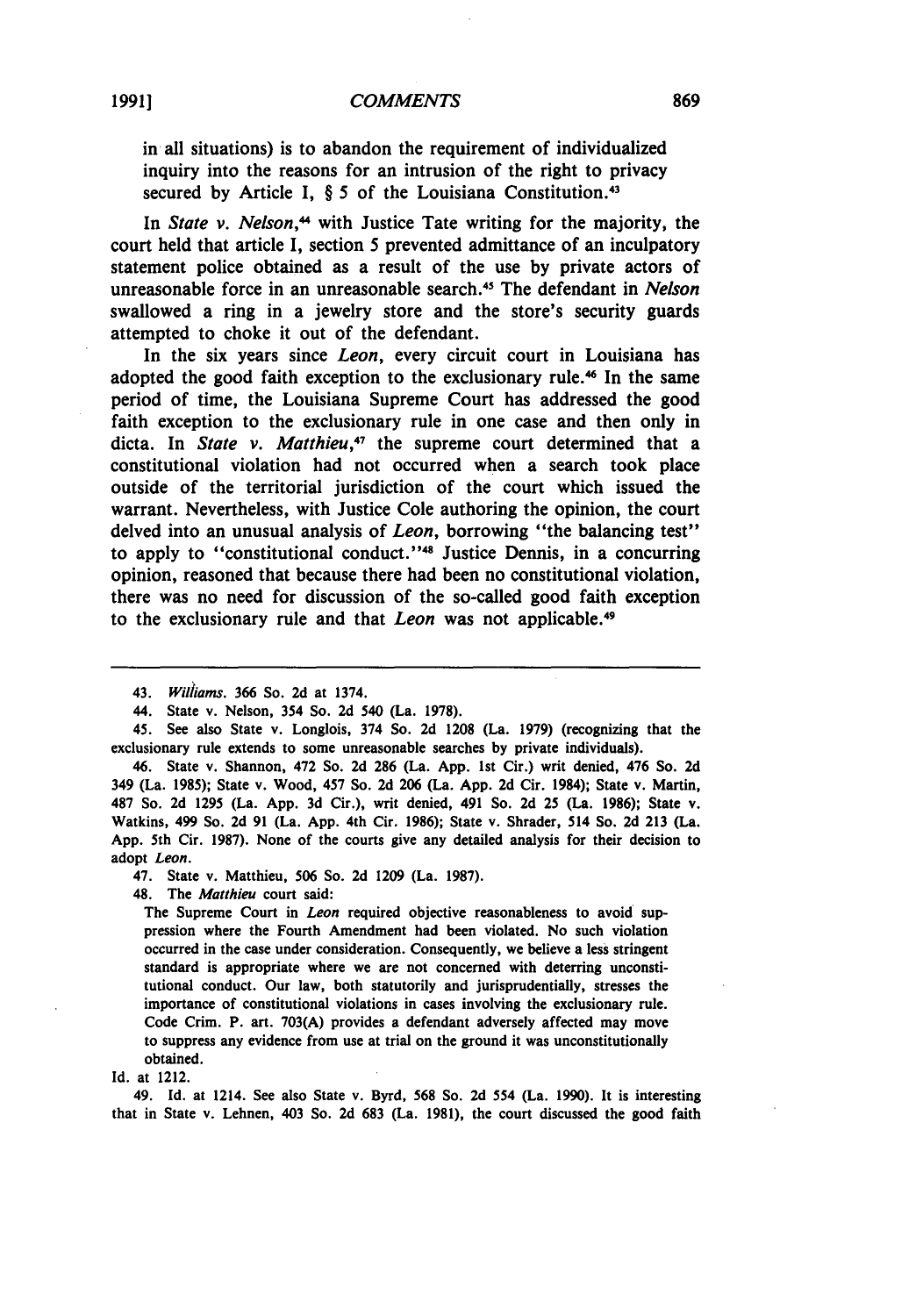in all situations) is to abandon the requirement of individualized inquiry into the reasons for an intrusion of the right to privacy secured by Article I, § 5 of the Louisiana Constitution.[43]

In *State v. Nelson*,[44] with Justice Tate writing for the majority, the court held that article I, section 5 prevented admittance of an inculpatory statement police obtained as a result of the use by private actors of unreasonable force in an unreasonable search.[45] The defendant in *Nelson* swallowed a ring in a jewelry store and the store's security guards attempted to choke it out of the defendant.

In the six years since *Leon*, every circuit court in Louisiana has adopted the good faith exception to the exclusionary rule.[46] In the same period of time, the Louisiana Supreme Court has addressed the good faith exception to the exclusionary rule in one case and then only in dicta. In *State v. Matthieu*,[47] the supreme court determined that a constitutional violation had not occurred when a search took place outside of the territorial jurisdiction of the court which issued the warrant. Nevertheless, with Justice Cole authoring the opinion, the court delved into an unusual analysis of *Leon*, borrowing "the balancing test" to apply to "constitutional conduct."[48] Justice Dennis, in a concurring opinion, reasoned that because there had been no constitutional violation, there was no need for discussion of the so-called good faith exception to the exclusionary rule and that *Leon* was not applicable.[49]

---

43. *Williams*. 366 So. 2d at 1374.

44. State v. Nelson, 354 So. 2d 540 (La. 1978).

45. See also State v. Longlois, 374 So. 2d 1208 (La. 1979) (recognizing that the exclusionary rule extends to some unreasonable searches by private individuals).

46. State v. Shannon, 472 So. 2d 286 (La. App. 1st Cir.) writ denied, 476 So. 2d 349 (La. 1985); State v. Wood, 457 So. 2d 206 (La. App. 2d Cir. 1984); State v. Martin, 487 So. 2d 1295 (La. App. 3d Cir.), writ denied, 491 So. 2d 25 (La. 1986); State v. Watkins, 499 So. 2d 91 (La. App. 4th Cir. 1986); State v. Shrader, 514 So. 2d 213 (La. App. 5th Cir. 1987). None of the courts give any detailed analysis for their decision to adopt *Leon*.

47. State v. Matthieu, 506 So. 2d 1209 (La. 1987).

48. The *Matthieu* court said:

> The Supreme Court in *Leon* required objective reasonableness to avoid suppression where the Fourth Amendment had been violated. No such violation occurred in the case under consideration. Consequently, we believe a less stringent standard is appropriate where we are not concerned with deterring unconstitutional conduct. Our law, both statutorily and jurisprudentially, stresses the importance of constitutional violations in cases involving the exclusionary rule. Code Crim. P. art. 703(A) provides a defendant adversely affected may move to suppress any evidence from use at trial on the ground it was unconstitutionally obtained.

Id. at 1212.

49. Id. at 1214. See also State v. Byrd, 568 So. 2d 554 (La. 1990). It is interesting that in State v. Lehnen, 403 So. 2d 683 (La. 1981), the court discussed the good faith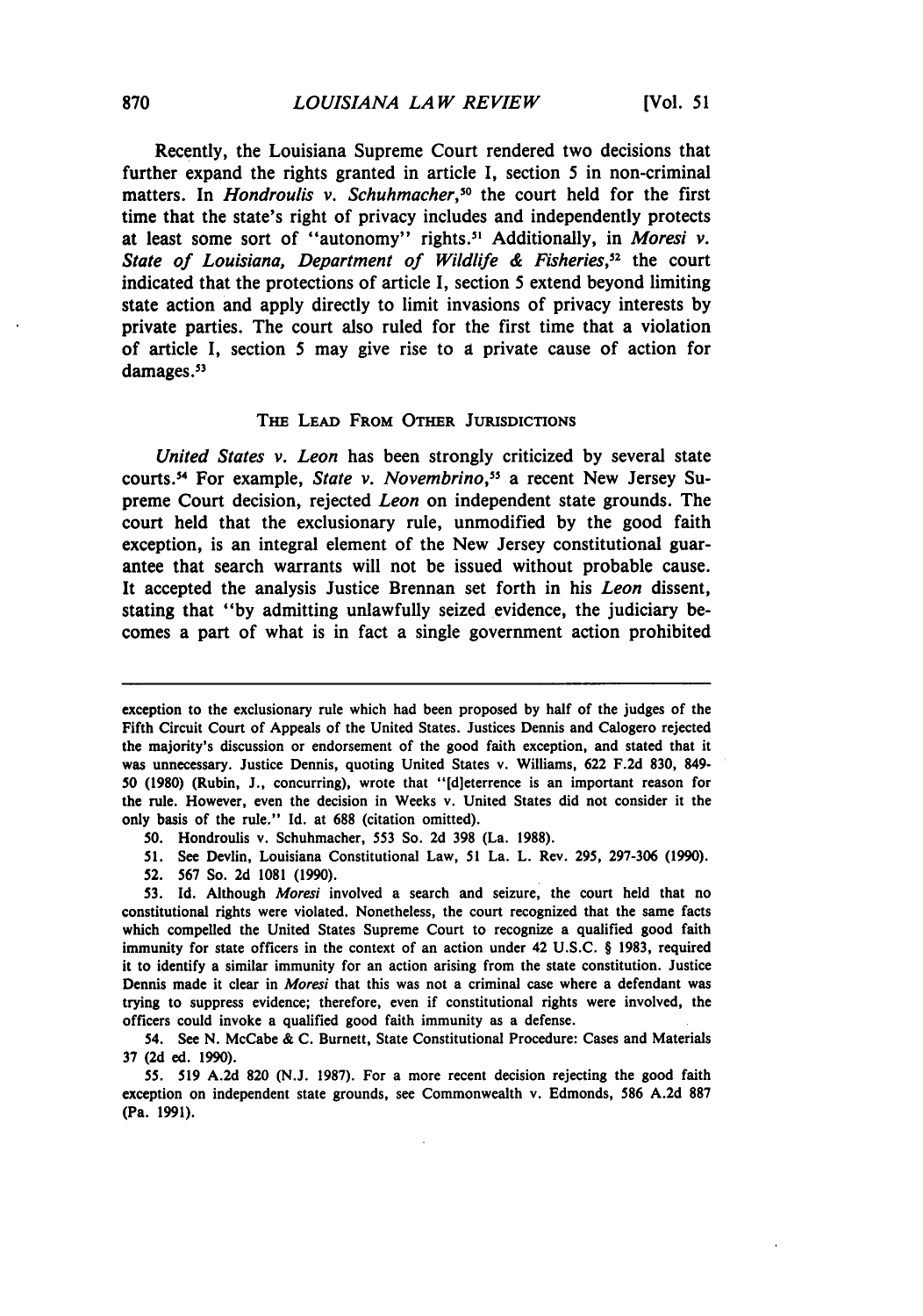Recently, the Louisiana Supreme Court rendered two decisions that further expand the rights granted in article I, section 5 in non-criminal matters. In *Hondroulis v. Schuhmacher*,[50] the court held for the first time that the state's right of privacy includes and independently protects at least some sort of "autonomy" rights.[51] Additionally, in *Moresi v. State of Louisiana, Department of Wildlife & Fisheries*,[52] the court indicated that the protections of article I, section 5 extend beyond limiting state action and apply directly to limit invasions of privacy interests by private parties. The court also ruled for the first time that a violation of article I, section 5 may give rise to a private cause of action for damages.[53]

## THE LEAD FROM OTHER JURISDICTIONS

*United States v. Leon* has been strongly criticized by several state courts.[54] For example, *State v. Novembrino*,[55] a recent New Jersey Supreme Court decision, rejected *Leon* on independent state grounds. The court held that the exclusionary rule, unmodified by the good faith exception, is an integral element of the New Jersey constitutional guarantee that search warrants will not be issued without probable cause. It accepted the analysis Justice Brennan set forth in his *Leon* dissent, stating that "by admitting unlawfully seized evidence, the judiciary becomes a part of what is in fact a single government action prohibited

---

exception to the exclusionary rule which had been proposed by half of the judges of the Fifth Circuit Court of Appeals of the United States. Justices Dennis and Calogero rejected the majority's discussion or endorsement of the good faith exception, and stated that it was unnecessary. Justice Dennis, quoting United States v. Williams, 622 F.2d 830, 849-50 (1980) (Rubin, J., concurring), wrote that "[d]eterrence is an important reason for the rule. However, even the decision in Weeks v. United States did not consider it the only basis of the rule." Id. at 688 (citation omitted).

50. Hondroulis v. Schuhmacher, 553 So. 2d 398 (La. 1988).

51. See Devlin, Louisiana Constitutional Law, 51 La. L. Rev. 295, 297-306 (1990).

52. 567 So. 2d 1081 (1990).

53. Id. Although *Moresi* involved a search and seizure, the court held that no constitutional rights were violated. Nonetheless, the court recognized that the same facts which compelled the United States Supreme Court to recognize a qualified good faith immunity for state officers in the context of an action under 42 U.S.C. § 1983, required it to identify a similar immunity for an action arising from the state constitution. Justice Dennis made it clear in *Moresi* that this was not a criminal case where a defendant was trying to suppress evidence; therefore, even if constitutional rights were involved, the officers could invoke a qualified good faith immunity as a defense.

54. See N. McCabe & C. Burnett, State Constitutional Procedure: Cases and Materials 37 (2d ed. 1990).

55. 519 A.2d 820 (N.J. 1987). For a more recent decision rejecting the good faith exception on independent state grounds, see Commonwealth v. Edmonds, 586 A.2d 887 (Pa. 1991).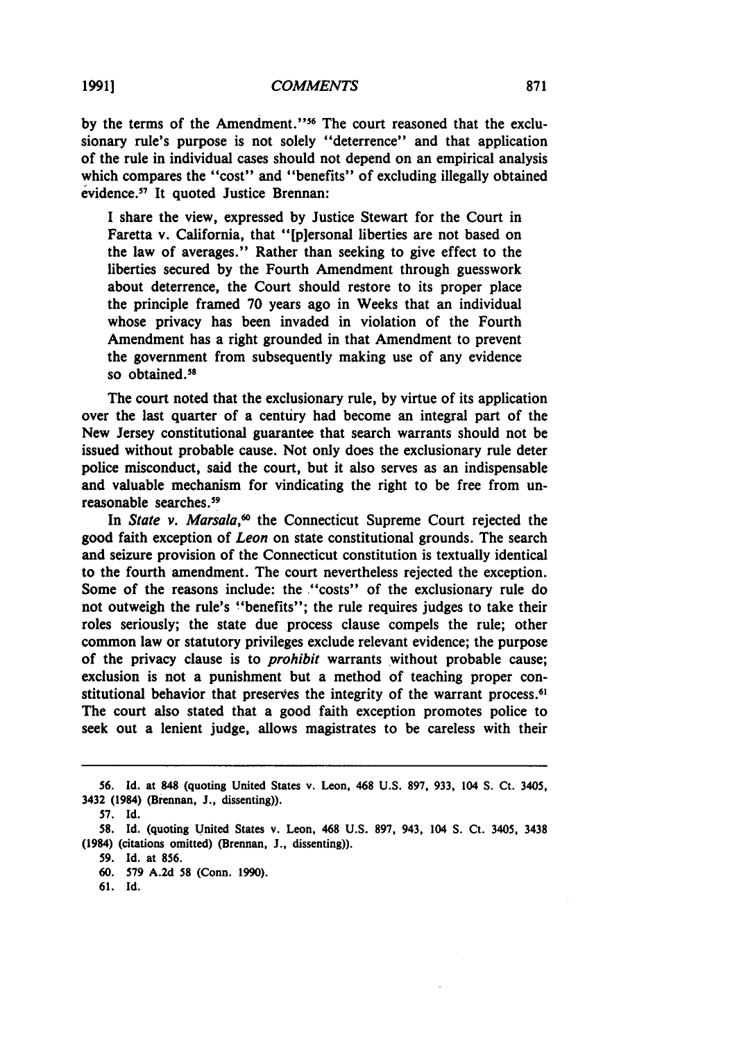by the terms of the Amendment."[56] The court reasoned that the exclusionary rule's purpose is not solely "deterrence" and that application of the rule in individual cases should not depend on an empirical analysis which compares the "cost" and "benefits" of excluding illegally obtained evidence.[57] It quoted Justice Brennan:

> I share the view, expressed by Justice Stewart for the Court in Faretta v. California, that "[p]ersonal liberties are not based on the law of averages." Rather than seeking to give effect to the liberties secured by the Fourth Amendment through guesswork about deterrence, the Court should restore to its proper place the principle framed 70 years ago in Weeks that an individual whose privacy has been invaded in violation of the Fourth Amendment has a right grounded in that Amendment to prevent the government from subsequently making use of any evidence so obtained.[58]

The court noted that the exclusionary rule, by virtue of its application over the last quarter of a century had become an integral part of the New Jersey constitutional guarantee that search warrants should not be issued without probable cause. Not only does the exclusionary rule deter police misconduct, said the court, but it also serves as an indispensable and valuable mechanism for vindicating the right to be free from unreasonable searches.[59]

In *State v. Marsala*,[60] the Connecticut Supreme Court rejected the good faith exception of *Leon* on state constitutional grounds. The search and seizure provision of the Connecticut constitution is textually identical to the fourth amendment. The court nevertheless rejected the exception. Some of the reasons include: the "costs" of the exclusionary rule do not outweigh the rule's "benefits"; the rule requires judges to take their roles seriously; the state due process clause compels the rule; other common law or statutory privileges exclude relevant evidence; the purpose of the privacy clause is to *prohibit* warrants without probable cause; exclusion is not a punishment but a method of teaching proper constitutional behavior that preserves the integrity of the warrant process.[61] The court also stated that a good faith exception promotes police to seek out a lenient judge, allows magistrates to be careless with their

---

56. Id. at 848 (quoting United States v. Leon, 468 U.S. 897, 933, 104 S. Ct. 3405, 3432 (1984) (Brennan, J., dissenting)).

57. Id.

58. Id. (quoting United States v. Leon, 468 U.S. 897, 943, 104 S. Ct. 3405, 3438 (1984) (citations omitted) (Brennan, J., dissenting)).

59. Id. at 856.

60. 579 A.2d 58 (Conn. 1990).

61. Id.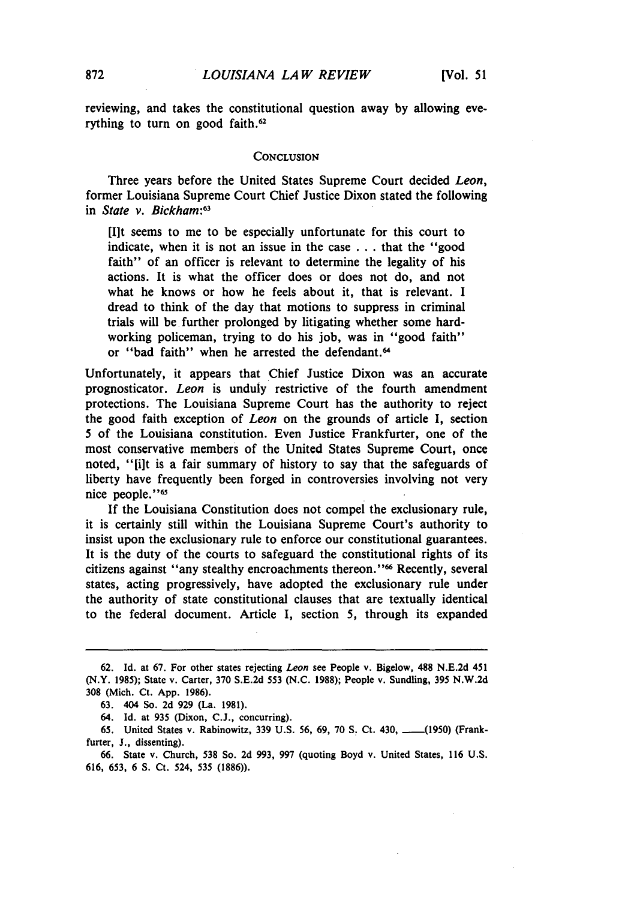reviewing, and takes the constitutional question away by allowing everything to turn on good faith.[62]

## CONCLUSION

Three years before the United States Supreme Court decided *Leon*, former Louisiana Supreme Court Chief Justice Dixon stated the following in *State v. Bickham*:[63]

> [I]t seems to me to be especially unfortunate for this court to indicate, when it is not an issue in the case . . . that the "good faith" of an officer is relevant to determine the legality of his actions. It is what the officer does or does not do, and not what he knows or how he feels about it, that is relevant. I dread to think of the day that motions to suppress in criminal trials will be further prolonged by litigating whether some hard-working policeman, trying to do his job, was in "good faith" or "bad faith" when he arrested the defendant.[64]

Unfortunately, it appears that Chief Justice Dixon was an accurate prognosticator. *Leon* is unduly restrictive of the fourth amendment protections. The Louisiana Supreme Court has the authority to reject the good faith exception of *Leon* on the grounds of article I, section 5 of the Louisiana constitution. Even Justice Frankfurter, one of the most conservative members of the United States Supreme Court, once noted, "[i]t is a fair summary of history to say that the safeguards of liberty have frequently been forged in controversies involving not very nice people."[65]

If the Louisiana Constitution does not compel the exclusionary rule, it is certainly still within the Louisiana Supreme Court's authority to insist upon the exclusionary rule to enforce our constitutional guarantees. It is the duty of the courts to safeguard the constitutional rights of its citizens against "any stealthy encroachments thereon."[66] Recently, several states, acting progressively, have adopted the exclusionary rule under the authority of state constitutional clauses that are textually identical to the federal document. Article I, section 5, through its expanded

---

62. Id. at 67. For other states rejecting *Leon* see People v. Bigelow, 488 N.E.2d 451 (N.Y. 1985); State v. Carter, 370 S.E.2d 553 (N.C. 1988); People v. Sundling, 395 N.W.2d 308 (Mich. Ct. App. 1986).

63. 404 So. 2d 929 (La. 1981).

64. Id. at 935 (Dixon, C.J., concurring).

65. United States v. Rabinowitz, 339 U.S. 56, 69, 70 S. Ct. 430, \_\_\_\_(1950) (Frankfurter, J., dissenting).

66. State v. Church, 538 So. 2d 993, 997 (quoting Boyd v. United States, 116 U.S. 616, 653, 6 S. Ct. 524, 535 (1886)).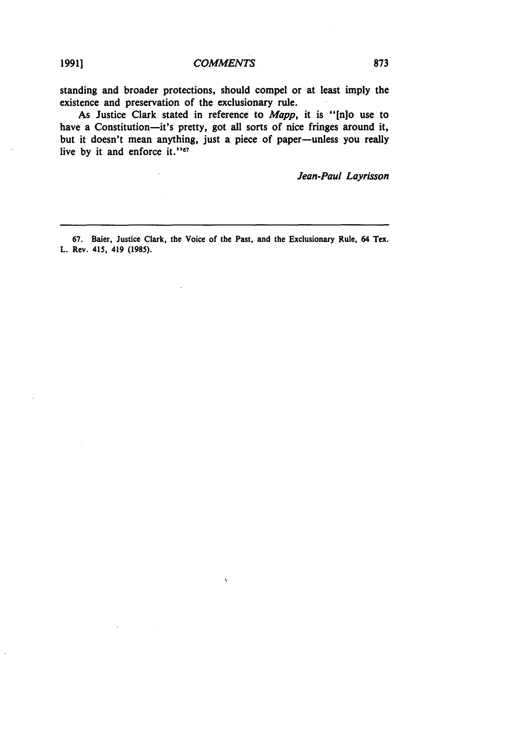standing and broader protections, should compel or at least imply the existence and preservation of the exclusionary rule.

As Justice Clark stated in reference to *Mapp*, it is "[n]o use to have a Constitution—it's pretty, got all sorts of nice fringes around it, but it doesn't mean anything, just a piece of paper—unless you really live by it and enforce it."[67]

*Jean-Paul Layrisson*

---

67. Baier, Justice Clark, the Voice of the Past, and the Exclusionary Rule, 64 Tex. L. Rev. 415, 419 (1985).